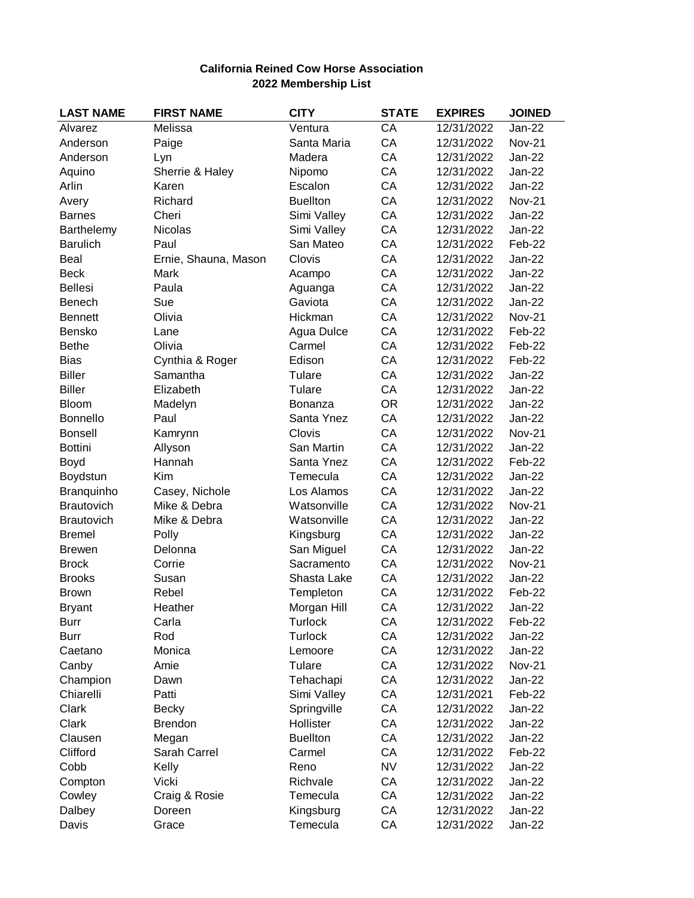**California Reined Cow Horse Association**
**2022 Membership List**

| LAST NAME | FIRST NAME | CITY | STATE | EXPIRES | JOINED |
|---|---|---|---|---|---|
| Alvarez | Melissa | Ventura | CA | 12/31/2022 | Jan-22 |
| Anderson | Paige | Santa Maria | CA | 12/31/2022 | Nov-21 |
| Anderson | Lyn | Madera | CA | 12/31/2022 | Jan-22 |
| Aquino | Sherrie & Haley | Nipomo | CA | 12/31/2022 | Jan-22 |
| Arlin | Karen | Escalon | CA | 12/31/2022 | Jan-22 |
| Avery | Richard | Buellton | CA | 12/31/2022 | Nov-21 |
| Barnes | Cheri | Simi Valley | CA | 12/31/2022 | Jan-22 |
| Barthelemy | Nicolas | Simi Valley | CA | 12/31/2022 | Jan-22 |
| Barulich | Paul | San Mateo | CA | 12/31/2022 | Feb-22 |
| Beal | Ernie, Shauna, Mason | Clovis | CA | 12/31/2022 | Jan-22 |
| Beck | Mark | Acampo | CA | 12/31/2022 | Jan-22 |
| Bellesi | Paula | Aguanga | CA | 12/31/2022 | Jan-22 |
| Benech | Sue | Gaviota | CA | 12/31/2022 | Jan-22 |
| Bennett | Olivia | Hickman | CA | 12/31/2022 | Nov-21 |
| Bensko | Lane | Agua Dulce | CA | 12/31/2022 | Feb-22 |
| Bethe | Olivia | Carmel | CA | 12/31/2022 | Feb-22 |
| Bias | Cynthia & Roger | Edison | CA | 12/31/2022 | Feb-22 |
| Biller | Samantha | Tulare | CA | 12/31/2022 | Jan-22 |
| Biller | Elizabeth | Tulare | CA | 12/31/2022 | Jan-22 |
| Bloom | Madelyn | Bonanza | OR | 12/31/2022 | Jan-22 |
| Bonnello | Paul | Santa Ynez | CA | 12/31/2022 | Jan-22 |
| Bonsell | Kamrynn | Clovis | CA | 12/31/2022 | Nov-21 |
| Bottini | Allyson | San Martin | CA | 12/31/2022 | Jan-22 |
| Boyd | Hannah | Santa Ynez | CA | 12/31/2022 | Feb-22 |
| Boydstun | Kim | Temecula | CA | 12/31/2022 | Jan-22 |
| Branquinho | Casey, Nichole | Los Alamos | CA | 12/31/2022 | Jan-22 |
| Brautovich | Mike & Debra | Watsonville | CA | 12/31/2022 | Nov-21 |
| Brautovich | Mike & Debra | Watsonville | CA | 12/31/2022 | Jan-22 |
| Bremel | Polly | Kingsburg | CA | 12/31/2022 | Jan-22 |
| Brewen | Delonna | San Miguel | CA | 12/31/2022 | Jan-22 |
| Brock | Corrie | Sacramento | CA | 12/31/2022 | Nov-21 |
| Brooks | Susan | Shasta Lake | CA | 12/31/2022 | Jan-22 |
| Brown | Rebel | Templeton | CA | 12/31/2022 | Feb-22 |
| Bryant | Heather | Morgan Hill | CA | 12/31/2022 | Jan-22 |
| Burr | Carla | Turlock | CA | 12/31/2022 | Feb-22 |
| Burr | Rod | Turlock | CA | 12/31/2022 | Jan-22 |
| Caetano | Monica | Lemoore | CA | 12/31/2022 | Jan-22 |
| Canby | Amie | Tulare | CA | 12/31/2022 | Nov-21 |
| Champion | Dawn | Tehachapi | CA | 12/31/2022 | Jan-22 |
| Chiarelli | Patti | Simi Valley | CA | 12/31/2021 | Feb-22 |
| Clark | Becky | Springville | CA | 12/31/2022 | Jan-22 |
| Clark | Brendon | Hollister | CA | 12/31/2022 | Jan-22 |
| Clausen | Megan | Buellton | CA | 12/31/2022 | Jan-22 |
| Clifford | Sarah Carrel | Carmel | CA | 12/31/2022 | Feb-22 |
| Cobb | Kelly | Reno | NV | 12/31/2022 | Jan-22 |
| Compton | Vicki | Richvale | CA | 12/31/2022 | Jan-22 |
| Cowley | Craig & Rosie | Temecula | CA | 12/31/2022 | Jan-22 |
| Dalbey | Doreen | Kingsburg | CA | 12/31/2022 | Jan-22 |
| Davis | Grace | Temecula | CA | 12/31/2022 | Jan-22 |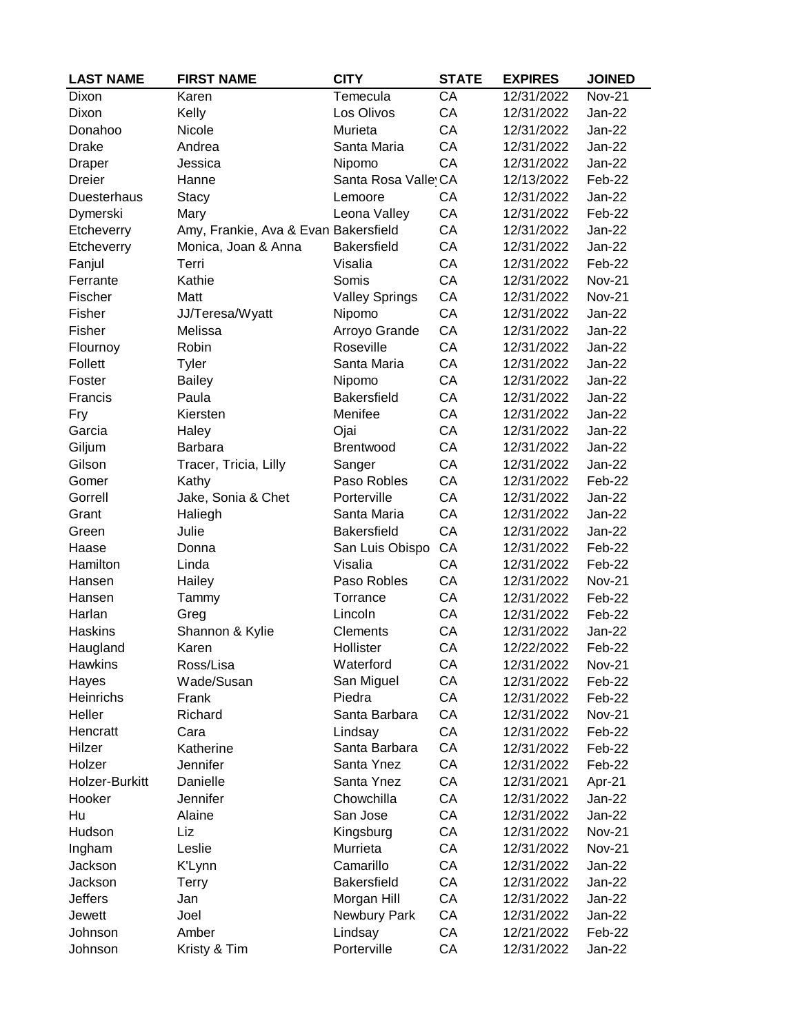| LAST NAME | FIRST NAME | CITY | STATE | EXPIRES | JOINED |
|---|---|---|---|---|---|
| Dixon | Karen | Temecula | CA | 12/31/2022 | Nov-21 |
| Dixon | Kelly | Los Olivos | CA | 12/31/2022 | Jan-22 |
| Donahoo | Nicole | Murieta | CA | 12/31/2022 | Jan-22 |
| Drake | Andrea | Santa Maria | CA | 12/31/2022 | Jan-22 |
| Draper | Jessica | Nipomo | CA | 12/31/2022 | Jan-22 |
| Dreier | Hanne | Santa Rosa Valley | CA | 12/13/2022 | Feb-22 |
| Duesterhaus | Stacy | Lemoore | CA | 12/31/2022 | Jan-22 |
| Dymerski | Mary | Leona Valley | CA | 12/31/2022 | Feb-22 |
| Etcheverry | Amy, Frankie, Ava & Evan | Bakersfield | CA | 12/31/2022 | Jan-22 |
| Etcheverry | Monica, Joan & Anna | Bakersfield | CA | 12/31/2022 | Jan-22 |
| Fanjul | Terri | Visalia | CA | 12/31/2022 | Feb-22 |
| Ferrante | Kathie | Somis | CA | 12/31/2022 | Nov-21 |
| Fischer | Matt | Valley Springs | CA | 12/31/2022 | Nov-21 |
| Fisher | JJ/Teresa/Wyatt | Nipomo | CA | 12/31/2022 | Jan-22 |
| Fisher | Melissa | Arroyo Grande | CA | 12/31/2022 | Jan-22 |
| Flournoy | Robin | Roseville | CA | 12/31/2022 | Jan-22 |
| Follett | Tyler | Santa Maria | CA | 12/31/2022 | Jan-22 |
| Foster | Bailey | Nipomo | CA | 12/31/2022 | Jan-22 |
| Francis | Paula | Bakersfield | CA | 12/31/2022 | Jan-22 |
| Fry | Kiersten | Menifee | CA | 12/31/2022 | Jan-22 |
| Garcia | Haley | Ojai | CA | 12/31/2022 | Jan-22 |
| Giljum | Barbara | Brentwood | CA | 12/31/2022 | Jan-22 |
| Gilson | Tracer, Tricia, Lilly | Sanger | CA | 12/31/2022 | Jan-22 |
| Gomer | Kathy | Paso Robles | CA | 12/31/2022 | Feb-22 |
| Gorrell | Jake, Sonia & Chet | Porterville | CA | 12/31/2022 | Jan-22 |
| Grant | Haliegh | Santa Maria | CA | 12/31/2022 | Jan-22 |
| Green | Julie | Bakersfield | CA | 12/31/2022 | Jan-22 |
| Haase | Donna | San Luis Obispo | CA | 12/31/2022 | Feb-22 |
| Hamilton | Linda | Visalia | CA | 12/31/2022 | Feb-22 |
| Hansen | Hailey | Paso Robles | CA | 12/31/2022 | Nov-21 |
| Hansen | Tammy | Torrance | CA | 12/31/2022 | Feb-22 |
| Harlan | Greg | Lincoln | CA | 12/31/2022 | Feb-22 |
| Haskins | Shannon & Kylie | Clements | CA | 12/31/2022 | Jan-22 |
| Haugland | Karen | Hollister | CA | 12/22/2022 | Feb-22 |
| Hawkins | Ross/Lisa | Waterford | CA | 12/31/2022 | Nov-21 |
| Hayes | Wade/Susan | San Miguel | CA | 12/31/2022 | Feb-22 |
| Heinrichs | Frank | Piedra | CA | 12/31/2022 | Feb-22 |
| Heller | Richard | Santa Barbara | CA | 12/31/2022 | Nov-21 |
| Hencratt | Cara | Lindsay | CA | 12/31/2022 | Feb-22 |
| Hilzer | Katherine | Santa Barbara | CA | 12/31/2022 | Feb-22 |
| Holzer | Jennifer | Santa Ynez | CA | 12/31/2022 | Feb-22 |
| Holzer-Burkitt | Danielle | Santa Ynez | CA | 12/31/2021 | Apr-21 |
| Hooker | Jennifer | Chowchilla | CA | 12/31/2022 | Jan-22 |
| Hu | Alaine | San Jose | CA | 12/31/2022 | Jan-22 |
| Hudson | Liz | Kingsburg | CA | 12/31/2022 | Nov-21 |
| Ingham | Leslie | Murrieta | CA | 12/31/2022 | Nov-21 |
| Jackson | K'Lynn | Camarillo | CA | 12/31/2022 | Jan-22 |
| Jackson | Terry | Bakersfield | CA | 12/31/2022 | Jan-22 |
| Jeffers | Jan | Morgan Hill | CA | 12/31/2022 | Jan-22 |
| Jewett | Joel | Newbury Park | CA | 12/31/2022 | Jan-22 |
| Johnson | Amber | Lindsay | CA | 12/21/2022 | Feb-22 |
| Johnson | Kristy & Tim | Porterville | CA | 12/31/2022 | Jan-22 |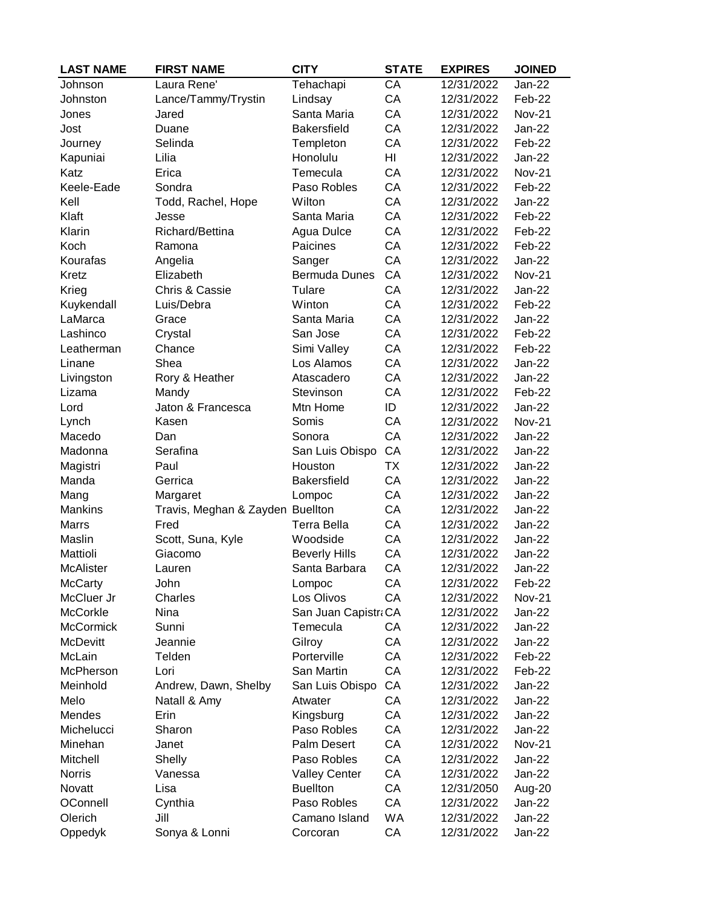| LAST NAME | FIRST NAME | CITY | STATE | EXPIRES | JOINED |
|---|---|---|---|---|---|
| Johnson | Laura Rene' | Tehachapi | CA | 12/31/2022 | Jan-22 |
| Johnston | Lance/Tammy/Trystin | Lindsay | CA | 12/31/2022 | Feb-22 |
| Jones | Jared | Santa Maria | CA | 12/31/2022 | Nov-21 |
| Jost | Duane | Bakersfield | CA | 12/31/2022 | Jan-22 |
| Journey | Selinda | Templeton | CA | 12/31/2022 | Feb-22 |
| Kapuniai | Lilia | Honolulu | HI | 12/31/2022 | Jan-22 |
| Katz | Erica | Temecula | CA | 12/31/2022 | Nov-21 |
| Keele-Eade | Sondra | Paso Robles | CA | 12/31/2022 | Feb-22 |
| Kell | Todd, Rachel, Hope | Wilton | CA | 12/31/2022 | Jan-22 |
| Klaft | Jesse | Santa Maria | CA | 12/31/2022 | Feb-22 |
| Klarin | Richard/Bettina | Agua Dulce | CA | 12/31/2022 | Feb-22 |
| Koch | Ramona | Paicines | CA | 12/31/2022 | Feb-22 |
| Kourafas | Angelia | Sanger | CA | 12/31/2022 | Jan-22 |
| Kretz | Elizabeth | Bermuda Dunes | CA | 12/31/2022 | Nov-21 |
| Krieg | Chris & Cassie | Tulare | CA | 12/31/2022 | Jan-22 |
| Kuykendall | Luis/Debra | Winton | CA | 12/31/2022 | Feb-22 |
| LaMarca | Grace | Santa Maria | CA | 12/31/2022 | Jan-22 |
| Lashinco | Crystal | San Jose | CA | 12/31/2022 | Feb-22 |
| Leatherman | Chance | Simi Valley | CA | 12/31/2022 | Feb-22 |
| Linane | Shea | Los Alamos | CA | 12/31/2022 | Jan-22 |
| Livingston | Rory & Heather | Atascadero | CA | 12/31/2022 | Jan-22 |
| Lizama | Mandy | Stevinson | CA | 12/31/2022 | Feb-22 |
| Lord | Jaton & Francesca | Mtn Home | ID | 12/31/2022 | Jan-22 |
| Lynch | Kasen | Somis | CA | 12/31/2022 | Nov-21 |
| Macedo | Dan | Sonora | CA | 12/31/2022 | Jan-22 |
| Madonna | Serafina | San Luis Obispo | CA | 12/31/2022 | Jan-22 |
| Magistri | Paul | Houston | TX | 12/31/2022 | Jan-22 |
| Manda | Gerrica | Bakersfield | CA | 12/31/2022 | Jan-22 |
| Mang | Margaret | Lompoc | CA | 12/31/2022 | Jan-22 |
| Mankins | Travis, Meghan & Zayden | Buellton | CA | 12/31/2022 | Jan-22 |
| Marrs | Fred | Terra Bella | CA | 12/31/2022 | Jan-22 |
| Maslin | Scott, Suna, Kyle | Woodside | CA | 12/31/2022 | Jan-22 |
| Mattioli | Giacomo | Beverly Hills | CA | 12/31/2022 | Jan-22 |
| McAlister | Lauren | Santa Barbara | CA | 12/31/2022 | Jan-22 |
| McCarty | John | Lompoc | CA | 12/31/2022 | Feb-22 |
| McCluer Jr | Charles | Los Olivos | CA | 12/31/2022 | Nov-21 |
| McCorkle | Nina | San Juan Capistra | CA | 12/31/2022 | Jan-22 |
| McCormick | Sunni | Temecula | CA | 12/31/2022 | Jan-22 |
| McDevitt | Jeannie | Gilroy | CA | 12/31/2022 | Jan-22 |
| McLain | Telden | Porterville | CA | 12/31/2022 | Feb-22 |
| McPherson | Lori | San Martin | CA | 12/31/2022 | Feb-22 |
| Meinhold | Andrew, Dawn, Shelby | San Luis Obispo | CA | 12/31/2022 | Jan-22 |
| Melo | Natall & Amy | Atwater | CA | 12/31/2022 | Jan-22 |
| Mendes | Erin | Kingsburg | CA | 12/31/2022 | Jan-22 |
| Michelucci | Sharon | Paso Robles | CA | 12/31/2022 | Jan-22 |
| Minehan | Janet | Palm Desert | CA | 12/31/2022 | Nov-21 |
| Mitchell | Shelly | Paso Robles | CA | 12/31/2022 | Jan-22 |
| Norris | Vanessa | Valley Center | CA | 12/31/2022 | Jan-22 |
| Novatt | Lisa | Buellton | CA | 12/31/2050 | Aug-20 |
| OConnell | Cynthia | Paso Robles | CA | 12/31/2022 | Jan-22 |
| Olerich | Jill | Camano Island | WA | 12/31/2022 | Jan-22 |
| Oppedyk | Sonya & Lonni | Corcoran | CA | 12/31/2022 | Jan-22 |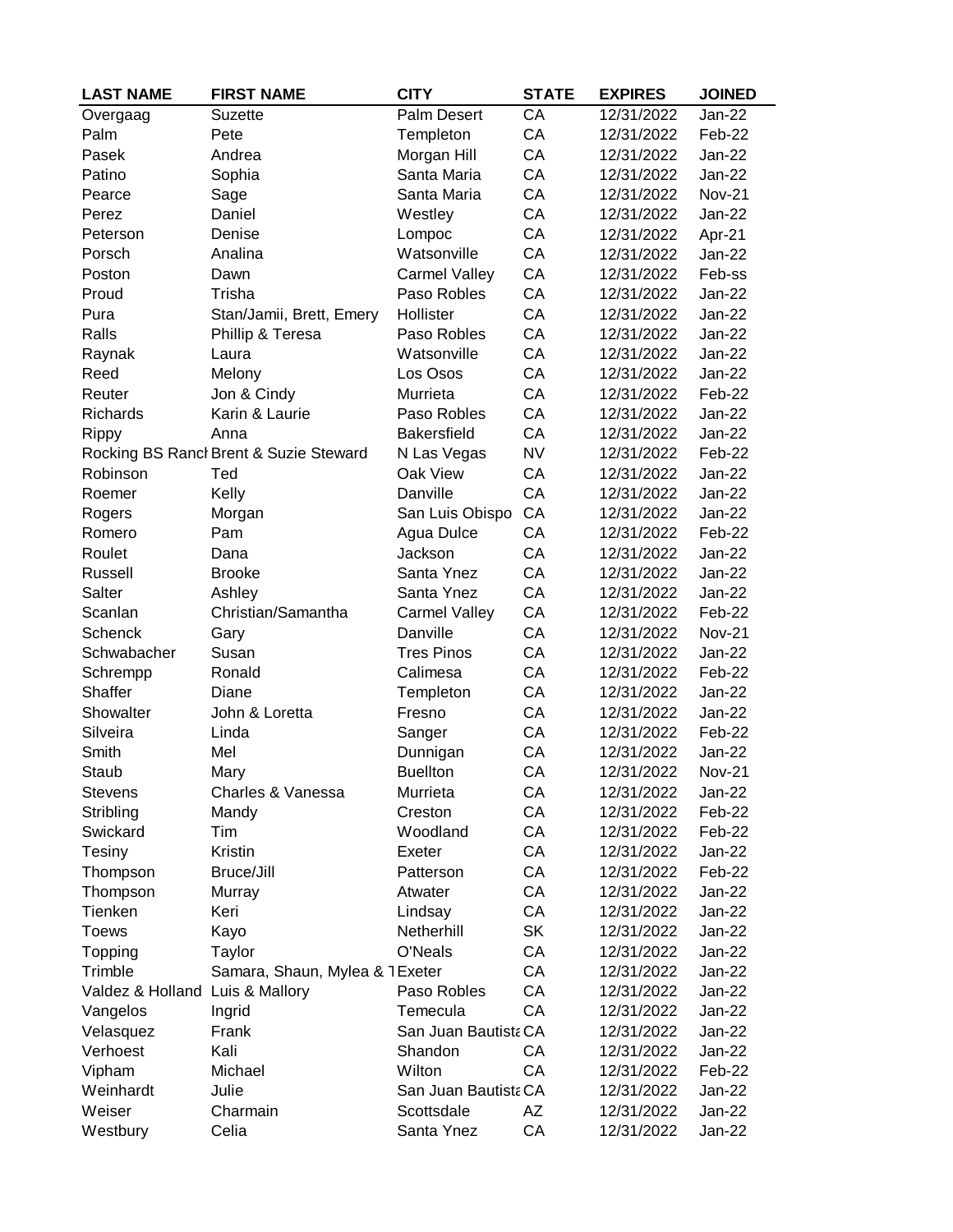| LAST NAME | FIRST NAME | CITY | STATE | EXPIRES | JOINED |
|---|---|---|---|---|---|
| Overgaag | Suzette | Palm Desert | CA | 12/31/2022 | Jan-22 |
| Palm | Pete | Templeton | CA | 12/31/2022 | Feb-22 |
| Pasek | Andrea | Morgan Hill | CA | 12/31/2022 | Jan-22 |
| Patino | Sophia | Santa Maria | CA | 12/31/2022 | Jan-22 |
| Pearce | Sage | Santa Maria | CA | 12/31/2022 | Nov-21 |
| Perez | Daniel | Westley | CA | 12/31/2022 | Jan-22 |
| Peterson | Denise | Lompoc | CA | 12/31/2022 | Apr-21 |
| Porsch | Analina | Watsonville | CA | 12/31/2022 | Jan-22 |
| Poston | Dawn | Carmel Valley | CA | 12/31/2022 | Feb-ss |
| Proud | Trisha | Paso Robles | CA | 12/31/2022 | Jan-22 |
| Pura | Stan/Jamii, Brett, Emery | Hollister | CA | 12/31/2022 | Jan-22 |
| Ralls | Phillip & Teresa | Paso Robles | CA | 12/31/2022 | Jan-22 |
| Raynak | Laura | Watsonville | CA | 12/31/2022 | Jan-22 |
| Reed | Melony | Los Osos | CA | 12/31/2022 | Jan-22 |
| Reuter | Jon & Cindy | Murrieta | CA | 12/31/2022 | Feb-22 |
| Richards | Karin & Laurie | Paso Robles | CA | 12/31/2022 | Jan-22 |
| Rippy | Anna | Bakersfield | CA | 12/31/2022 | Jan-22 |
| Rocking BS Ranch | Brent & Suzie Steward | N Las Vegas | NV | 12/31/2022 | Feb-22 |
| Robinson | Ted | Oak View | CA | 12/31/2022 | Jan-22 |
| Roemer | Kelly | Danville | CA | 12/31/2022 | Jan-22 |
| Rogers | Morgan | San Luis Obispo | CA | 12/31/2022 | Jan-22 |
| Romero | Pam | Agua Dulce | CA | 12/31/2022 | Feb-22 |
| Roulet | Dana | Jackson | CA | 12/31/2022 | Jan-22 |
| Russell | Brooke | Santa Ynez | CA | 12/31/2022 | Jan-22 |
| Salter | Ashley | Santa Ynez | CA | 12/31/2022 | Jan-22 |
| Scanlan | Christian/Samantha | Carmel Valley | CA | 12/31/2022 | Feb-22 |
| Schenck | Gary | Danville | CA | 12/31/2022 | Nov-21 |
| Schwabacher | Susan | Tres Pinos | CA | 12/31/2022 | Jan-22 |
| Schrempp | Ronald | Calimesa | CA | 12/31/2022 | Feb-22 |
| Shaffer | Diane | Templeton | CA | 12/31/2022 | Jan-22 |
| Showalter | John & Loretta | Fresno | CA | 12/31/2022 | Jan-22 |
| Silveira | Linda | Sanger | CA | 12/31/2022 | Feb-22 |
| Smith | Mel | Dunnigan | CA | 12/31/2022 | Jan-22 |
| Staub | Mary | Buellton | CA | 12/31/2022 | Nov-21 |
| Stevens | Charles & Vanessa | Murrieta | CA | 12/31/2022 | Jan-22 |
| Stribling | Mandy | Creston | CA | 12/31/2022 | Feb-22 |
| Swickard | Tim | Woodland | CA | 12/31/2022 | Feb-22 |
| Tesiny | Kristin | Exeter | CA | 12/31/2022 | Jan-22 |
| Thompson | Bruce/Jill | Patterson | CA | 12/31/2022 | Feb-22 |
| Thompson | Murray | Atwater | CA | 12/31/2022 | Jan-22 |
| Tienken | Keri | Lindsay | CA | 12/31/2022 | Jan-22 |
| Toews | Kayo | Netherhill | SK | 12/31/2022 | Jan-22 |
| Topping | Taylor | O'Neals | CA | 12/31/2022 | Jan-22 |
| Trimble | Samara, Shaun, Mylea & T | Exeter | CA | 12/31/2022 | Jan-22 |
| Valdez & Holland | Luis & Mallory | Paso Robles | CA | 12/31/2022 | Jan-22 |
| Vangelos | Ingrid | Temecula | CA | 12/31/2022 | Jan-22 |
| Velasquez | Frank | San Juan Bautista | CA | 12/31/2022 | Jan-22 |
| Verhoest | Kali | Shandon | CA | 12/31/2022 | Jan-22 |
| Vipham | Michael | Wilton | CA | 12/31/2022 | Feb-22 |
| Weinhardt | Julie | San Juan Bautista | CA | 12/31/2022 | Jan-22 |
| Weiser | Charmain | Scottsdale | AZ | 12/31/2022 | Jan-22 |
| Westbury | Celia | Santa Ynez | CA | 12/31/2022 | Jan-22 |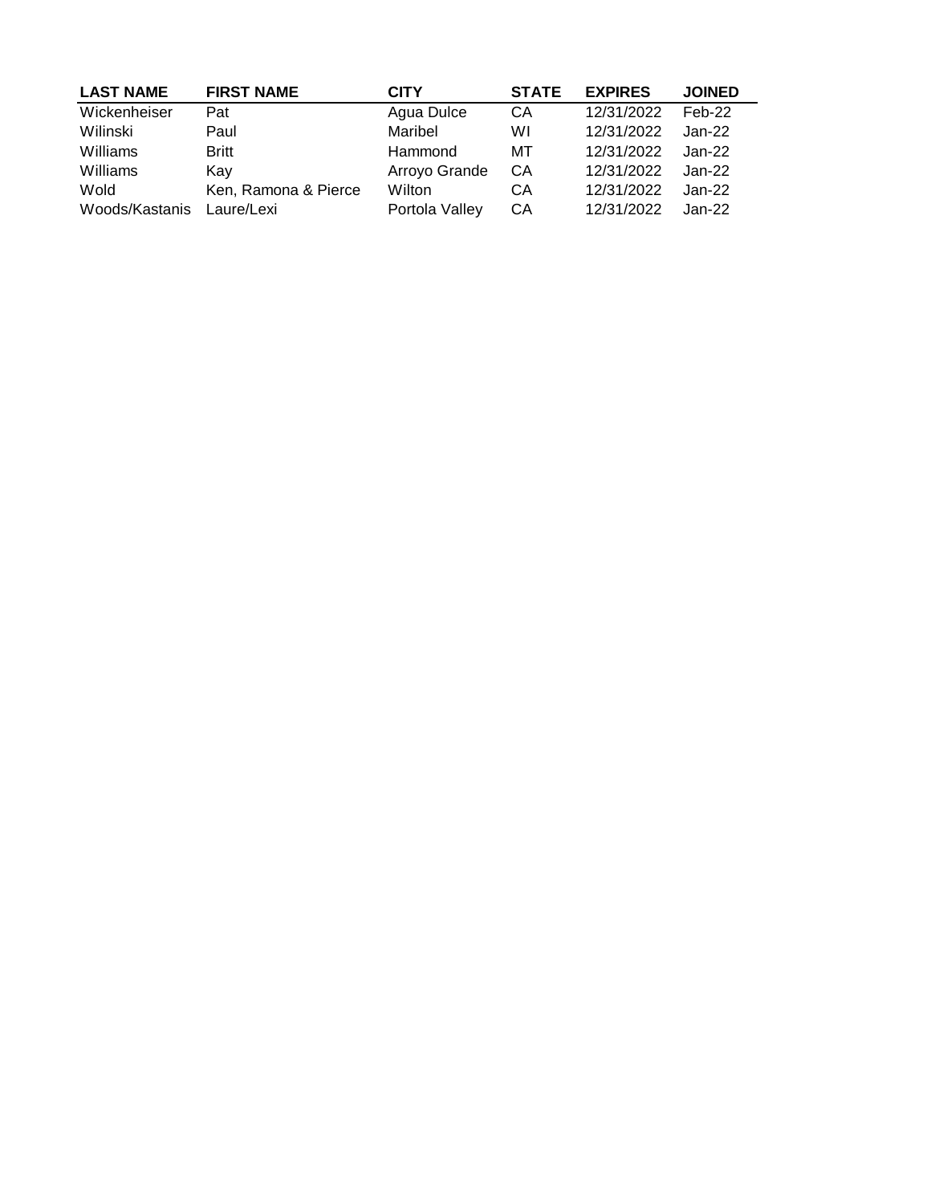| LAST NAME | FIRST NAME | CITY | STATE | EXPIRES | JOINED |
|---|---|---|---|---|---|
| Wickenheiser | Pat | Agua Dulce | CA | 12/31/2022 | Feb-22 |
| Wilinski | Paul | Maribel | WI | 12/31/2022 | Jan-22 |
| Williams | Britt | Hammond | MT | 12/31/2022 | Jan-22 |
| Williams | Kay | Arroyo Grande | CA | 12/31/2022 | Jan-22 |
| Wold | Ken, Ramona & Pierce | Wilton | CA | 12/31/2022 | Jan-22 |
| Woods/Kastanis | Laure/Lexi | Portola Valley | CA | 12/31/2022 | Jan-22 |